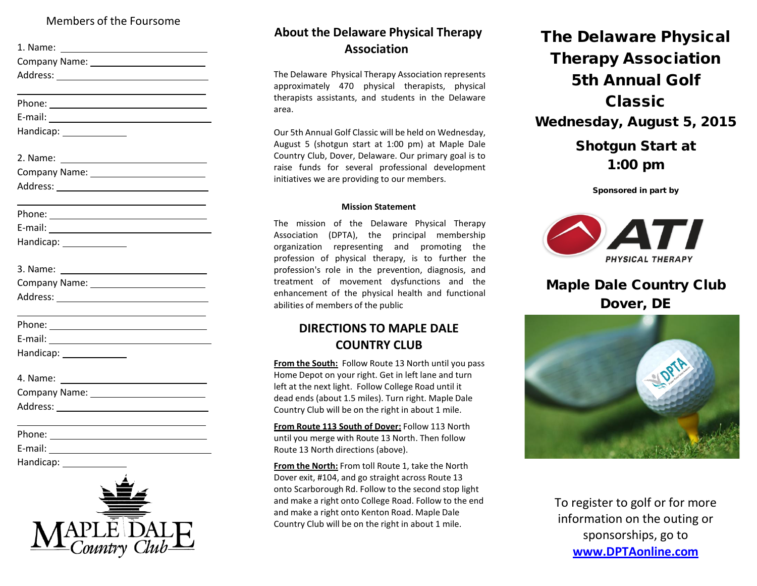Members of the Foursome

1. Name: \_\_\_\_\_\_\_\_\_\_\_\_\_\_\_\_\_\_\_\_\_\_\_\_\_\_\_\_
Company Name: \_\_\_\_\_\_\_\_\_\_\_\_\_\_\_\_\_\_\_\_\_\_
Address: \_\_\_\_\_\_\_\_\_\_\_\_\_\_\_\_\_\_\_\_\_\_\_\_\_\_\_\_
\_\_\_\_\_\_\_\_\_\_\_\_\_\_\_\_\_\_\_\_\_\_\_\_\_\_\_\_\_\_\_\_\_\_\_\_
Phone: \_\_\_\_\_\_\_\_\_\_\_\_\_\_\_\_\_\_\_\_\_\_\_\_\_\_\_\_
E-mail: \_\_\_\_\_\_\_\_\_\_\_\_\_\_\_\_\_\_\_\_\_\_\_\_\_\_\_\_
Handicap: \_\_\_\_\_\_\_\_\_\_\_\_

2. Name: \_\_\_\_\_\_\_\_\_\_\_\_\_\_\_\_\_\_\_\_\_\_\_\_\_\_\_\_
Company Name: \_\_\_\_\_\_\_\_\_\_\_\_\_\_\_\_\_\_\_\_\_\_
Address: \_\_\_\_\_\_\_\_\_\_\_\_\_\_\_\_\_\_\_\_\_\_\_\_\_\_\_\_
\_\_\_\_\_\_\_\_\_\_\_\_\_\_\_\_\_\_\_\_\_\_\_\_\_\_\_\_\_\_\_\_\_\_\_\_
Phone: \_\_\_\_\_\_\_\_\_\_\_\_\_\_\_\_\_\_\_\_\_\_\_\_\_\_\_\_
E-mail: \_\_\_\_\_\_\_\_\_\_\_\_\_\_\_\_\_\_\_\_\_\_\_\_\_\_\_\_
Handicap: \_\_\_\_\_\_\_\_\_\_\_\_

3. Name: \_\_\_\_\_\_\_\_\_\_\_\_\_\_\_\_\_\_\_\_\_\_\_\_\_\_\_\_
Company Name: \_\_\_\_\_\_\_\_\_\_\_\_\_\_\_\_\_\_\_\_\_\_
Address: \_\_\_\_\_\_\_\_\_\_\_\_\_\_\_\_\_\_\_\_\_\_\_\_\_\_\_\_
\_\_\_\_\_\_\_\_\_\_\_\_\_\_\_\_\_\_\_\_\_\_\_\_\_\_\_\_\_\_\_\_\_\_\_\_
Phone: \_\_\_\_\_\_\_\_\_\_\_\_\_\_\_\_\_\_\_\_\_\_\_\_\_\_\_\_
E-mail: \_\_\_\_\_\_\_\_\_\_\_\_\_\_\_\_\_\_\_\_\_\_\_\_\_\_\_\_
Handicap: \_\_\_\_\_\_\_\_\_\_\_\_

4. Name: \_\_\_\_\_\_\_\_\_\_\_\_\_\_\_\_\_\_\_\_\_\_\_\_\_\_\_\_
Company Name: \_\_\_\_\_\_\_\_\_\_\_\_\_\_\_\_\_\_\_\_\_\_
Address: \_\_\_\_\_\_\_\_\_\_\_\_\_\_\_\_\_\_\_\_\_\_\_\_\_\_\_\_
\_\_\_\_\_\_\_\_\_\_\_\_\_\_\_\_\_\_\_\_\_\_\_\_\_\_\_\_\_\_\_\_\_\_\_\_
Phone: \_\_\_\_\_\_\_\_\_\_\_\_\_\_\_\_\_\_\_\_\_\_\_\_\_\_\_\_
E-mail: \_\_\_\_\_\_\_\_\_\_\_\_\_\_\_\_\_\_\_\_\_\_\_\_\_\_\_\_
Handicap: \_\_\_\_\_\_\_\_\_\_\_\_

MAPLE DALE Country Club

## About the Delaware Physical Therapy Association

The Delaware Physical Therapy Association represents approximately 470 physical therapists, physical therapists assistants, and students in the Delaware area.

Our 5th Annual Golf Classic will be held on Wednesday, August 5 (shotgun start at 1:00 pm) at Maple Dale Country Club, Dover, Delaware. Our primary goal is to raise funds for several professional development initiatives we are providing to our members.

**Mission Statement**

The mission of the Delaware Physical Therapy Association (DPTA), the principal membership organization representing and promoting the profession of physical therapy, is to further the profession's role in the prevention, diagnosis, and treatment of movement dysfunctions and the enhancement of the physical health and functional abilities of members of the public

## DIRECTIONS TO MAPLE DALE COUNTRY CLUB

**From the South:** Follow Route 13 North until you pass Home Depot on your right. Get in left lane and turn left at the next light. Follow College Road until it dead ends (about 1.5 miles). Turn right. Maple Dale Country Club will be on the right in about 1 mile.

**From Route 113 South of Dover:** Follow 113 North until you merge with Route 13 North. Then follow Route 13 North directions (above).

**From the North:** From toll Route 1, take the North Dover exit, #104, and go straight across Route 13 onto Scarborough Rd. Follow to the second stop light and make a right onto College Road. Follow to the end and make a right onto Kenton Road. Maple Dale Country Club will be on the right in about 1 mile.

# The Delaware Physical Therapy Association 5th Annual Golf Classic

## Wednesday, August 5, 2015

## Shotgun Start at 1:00 pm

**Sponsored in part by**

ATI PHYSICAL THERAPY

## Maple Dale Country Club Dover, DE

To register to golf or for more information on the outing or sponsorships, go to **www.DPTAonline.com**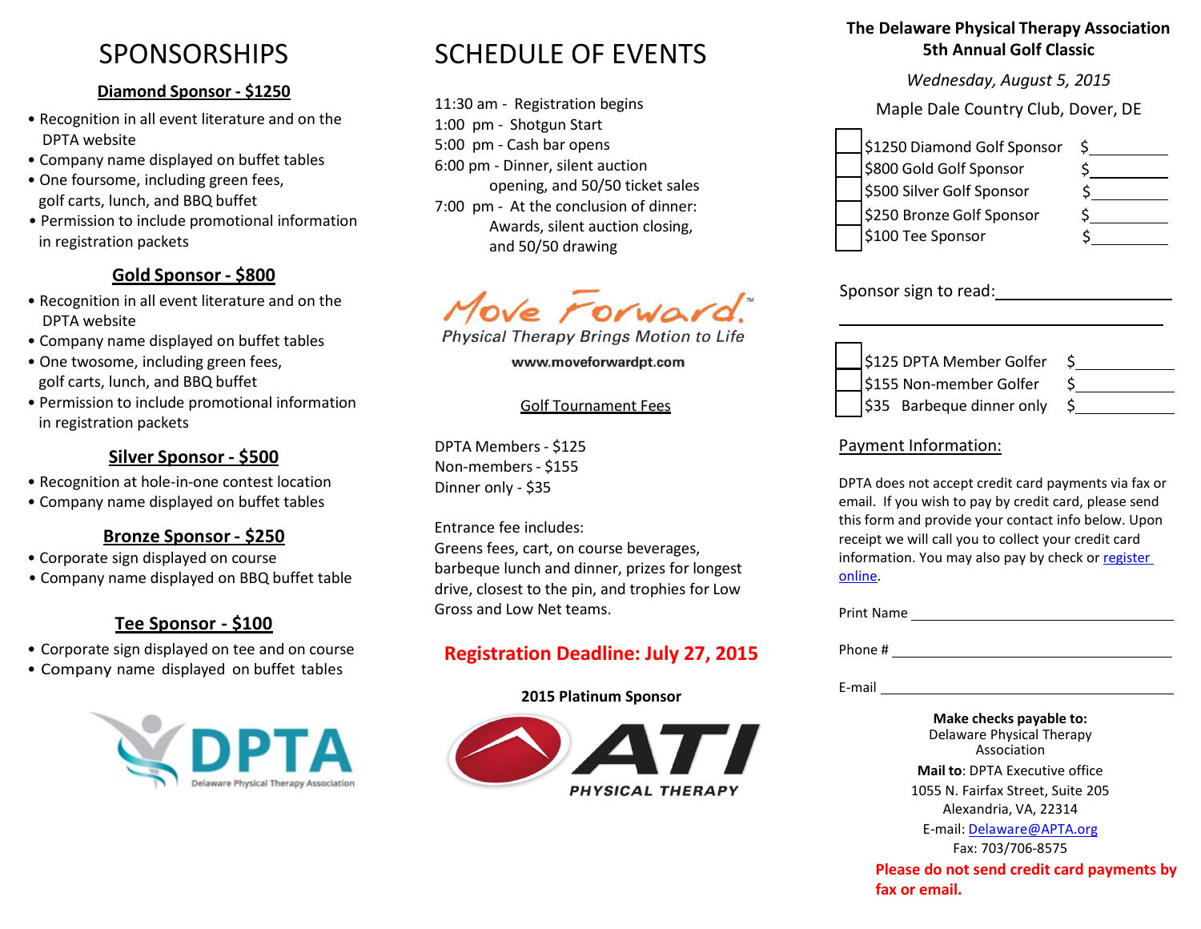# SPONSORSHIPS

**Diamond Sponsor - $1250**

- Recognition in all event literature and on the DPTA website
- Company name displayed on buffet tables
- One foursome, including green fees, golf carts, lunch, and BBQ buffet
- Permission to include promotional information in registration packets

**Gold Sponsor - $800**

- Recognition in all event literature and on the DPTA website
- Company name displayed on buffet tables
- One twosome, including green fees, golf carts, lunch, and BBQ buffet
- Permission to include promotional information in registration packets

**Silver Sponsor - $500**

- Recognition at hole-in-one contest location
- Company name displayed on buffet tables

**Bronze Sponsor - $250**

- Corporate sign displayed on course
- Company name displayed on BBQ buffet table

**Tee Sponsor - $100**

- Corporate sign displayed on tee and on course
- Company name displayed on buffet tables

DPTA
Delaware Physical Therapy Association

# SCHEDULE OF EVENTS

11:30 am - Registration begins
1:00 pm - Shotgun Start
5:00 pm - Cash bar opens
6:00 pm - Dinner, silent auction opening, and 50/50 ticket sales
7:00 pm - At the conclusion of dinner: Awards, silent auction closing, and 50/50 drawing

Move Forward.™
Physical Therapy Brings Motion to Life
www.moveforwardpt.com

**Golf Tournament Fees**

DPTA Members - $125
Non-members - $155
Dinner only - $35

Entrance fee includes:
Greens fees, cart, on course beverages, barbeque lunch and dinner, prizes for longest drive, closest to the pin, and trophies for Low Gross and Low Net teams.

**Registration Deadline: July 27, 2015**

**2015 Platinum Sponsor**

ATI PHYSICAL THERAPY

**The Delaware Physical Therapy Association**
**5th Annual Golf Classic**

*Wednesday, August 5, 2015*

Maple Dale Country Club, Dover, DE

| | | |
|---|---|---|
| ☐ | $1250 Diamond Golf Sponsor | $_________ |
| ☐ | $800 Gold Golf Sponsor | $_________ |
| ☐ | $500 Silver Golf Sponsor | $_________ |
| ☐ | $250 Bronze Golf Sponsor | $_________ |
| ☐ | $100 Tee Sponsor | $_________ |

Sponsor sign to read: ______________________

______________________________________

| | | |
|---|---|---|
| ☐ | $125 DPTA Member Golfer | $_________ |
| ☐ | $155 Non-member Golfer | $_________ |
| ☐ | $35 Barbeque dinner only | $_________ |

**Payment Information:**

DPTA does not accept credit card payments via fax or email. If you wish to pay by credit card, please send this form and provide your contact info below. Upon receipt we will call you to collect your credit card information. You may also pay by check or register online.

Print Name ______________________

Phone # ______________________

E-mail ______________________

**Make checks payable to:**
Delaware Physical Therapy Association

**Mail to**: DPTA Executive office
1055 N. Fairfax Street, Suite 205
Alexandria, VA, 22314
E-mail: Delaware@APTA.org
Fax: 703/706-8575

**Please do not send credit card payments by fax or email.**